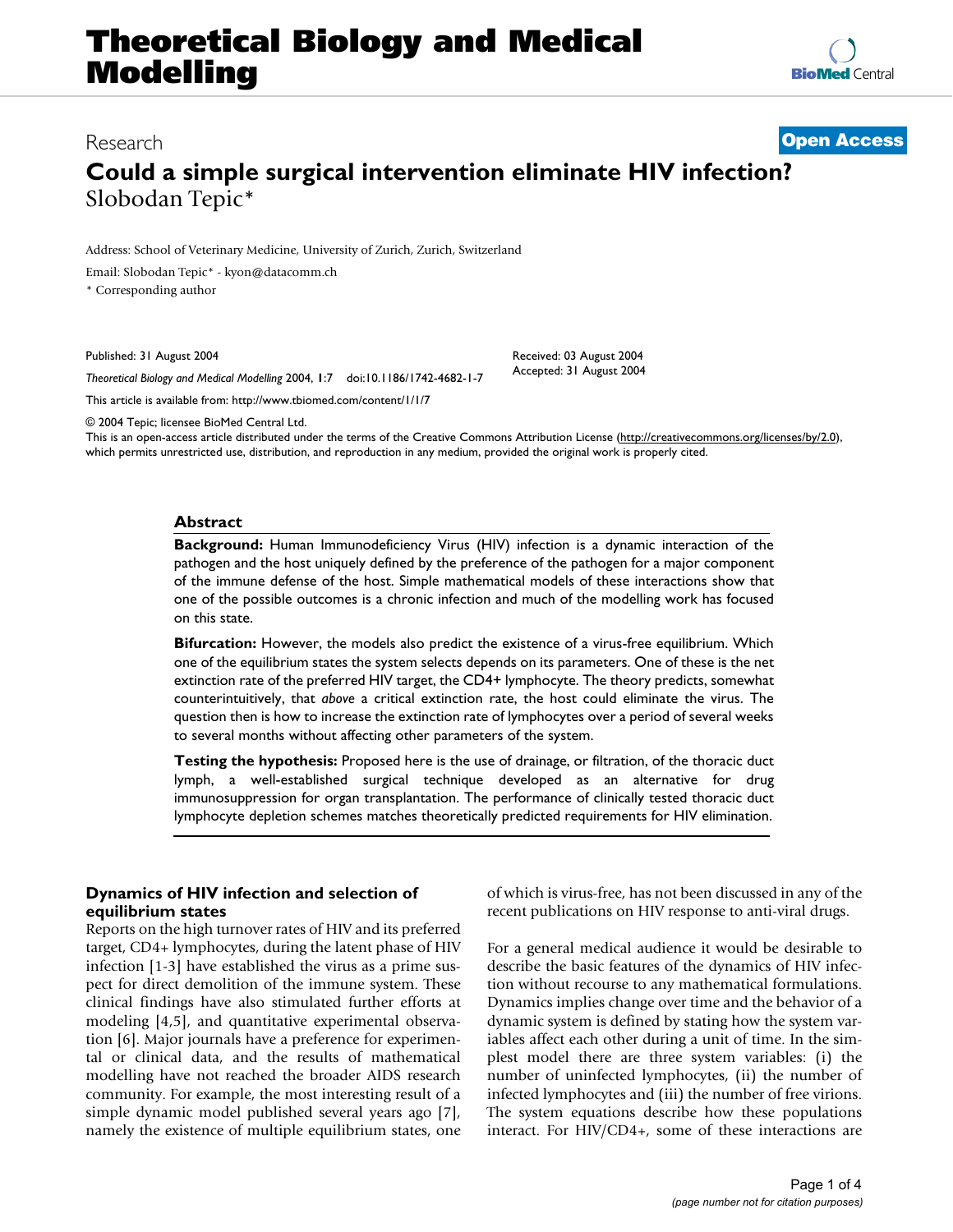# Theoretical Biology and Medical Modelling

Research **Open Access**

## Could a simple surgical intervention eliminate HIV infection?

Slobodan Tepic*

Address: School of Veterinary Medicine, University of Zurich, Zurich, Switzerland

Email: Slobodan Tepic* - kyon@datacomm.ch

\* Corresponding author

Published: 31 August 2004

*Theoretical Biology and Medical Modelling* 2004, **1**:7 doi:10.1186/1742-4682-1-7

Received: 03 August 2004

Accepted: 31 August 2004

This article is available from: http://www.tbiomed.com/content/1/1/7

© 2004 Tepic; licensee BioMed Central Ltd.

This is an open-access article distributed under the terms of the Creative Commons Attribution License (http://creativecommons.org/licenses/by/2.0), which permits unrestricted use, distribution, and reproduction in any medium, provided the original work is properly cited.

### Abstract

**Background:** Human Immunodeficiency Virus (HIV) infection is a dynamic interaction of the pathogen and the host uniquely defined by the preference of the pathogen for a major component of the immune defense of the host. Simple mathematical models of these interactions show that one of the possible outcomes is a chronic infection and much of the modelling work has focused on this state.

**Bifurcation:** However, the models also predict the existence of a virus-free equilibrium. Which one of the equilibrium states the system selects depends on its parameters. One of these is the net extinction rate of the preferred HIV target, the CD4+ lymphocyte. The theory predicts, somewhat counterintuitively, that *above* a critical extinction rate, the host could eliminate the virus. The question then is how to increase the extinction rate of lymphocytes over a period of several weeks to several months without affecting other parameters of the system.

**Testing the hypothesis:** Proposed here is the use of drainage, or filtration, of the thoracic duct lymph, a well-established surgical technique developed as an alternative for drug immunosuppression for organ transplantation. The performance of clinically tested thoracic duct lymphocyte depletion schemes matches theoretically predicted requirements for HIV elimination.

### Dynamics of HIV infection and selection of equilibrium states

Reports on the high turnover rates of HIV and its preferred target, CD4+ lymphocytes, during the latent phase of HIV infection [1-3] have established the virus as a prime suspect for direct demolition of the immune system. These clinical findings have also stimulated further efforts at modeling [4,5], and quantitative experimental observation [6]. Major journals have a preference for experimental or clinical data, and the results of mathematical modelling have not reached the broader AIDS research community. For example, the most interesting result of a simple dynamic model published several years ago [7], namely the existence of multiple equilibrium states, one of which is virus-free, has not been discussed in any of the recent publications on HIV response to anti-viral drugs.

For a general medical audience it would be desirable to describe the basic features of the dynamics of HIV infection without recourse to any mathematical formulations. Dynamics implies change over time and the behavior of a dynamic system is defined by stating how the system variables affect each other during a unit of time. In the simplest model there are three system variables: (i) the number of uninfected lymphocytes, (ii) the number of infected lymphocytes and (iii) the number of free virions. The system equations describe how these populations interact. For HIV/CD4+, some of these interactions are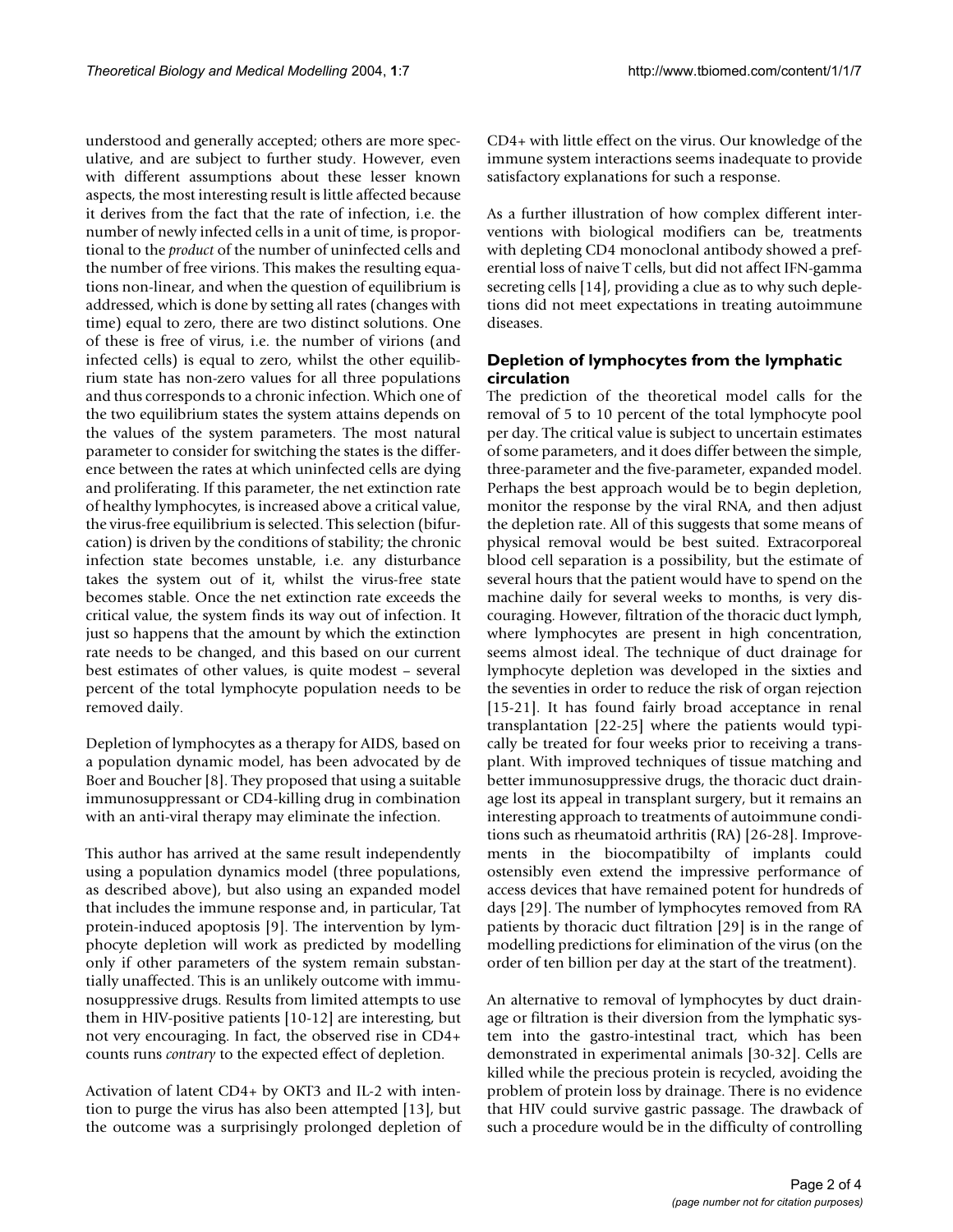understood and generally accepted; others are more speculative, and are subject to further study. However, even with different assumptions about these lesser known aspects, the most interesting result is little affected because it derives from the fact that the rate of infection, i.e. the number of newly infected cells in a unit of time, is proportional to the *product* of the number of uninfected cells and the number of free virions. This makes the resulting equations non-linear, and when the question of equilibrium is addressed, which is done by setting all rates (changes with time) equal to zero, there are two distinct solutions. One of these is free of virus, i.e. the number of virions (and infected cells) is equal to zero, whilst the other equilibrium state has non-zero values for all three populations and thus corresponds to a chronic infection. Which one of the two equilibrium states the system attains depends on the values of the system parameters. The most natural parameter to consider for switching the states is the difference between the rates at which uninfected cells are dying and proliferating. If this parameter, the net extinction rate of healthy lymphocytes, is increased above a critical value, the virus-free equilibrium is selected. This selection (bifurcation) is driven by the conditions of stability; the chronic infection state becomes unstable, i.e. any disturbance takes the system out of it, whilst the virus-free state becomes stable. Once the net extinction rate exceeds the critical value, the system finds its way out of infection. It just so happens that the amount by which the extinction rate needs to be changed, and this based on our current best estimates of other values, is quite modest – several percent of the total lymphocyte population needs to be removed daily.

Depletion of lymphocytes as a therapy for AIDS, based on a population dynamic model, has been advocated by de Boer and Boucher [8]. They proposed that using a suitable immunosuppressant or CD4-killing drug in combination with an anti-viral therapy may eliminate the infection.

This author has arrived at the same result independently using a population dynamics model (three populations, as described above), but also using an expanded model that includes the immune response and, in particular, Tat protein-induced apoptosis [9]. The intervention by lymphocyte depletion will work as predicted by modelling only if other parameters of the system remain substantially unaffected. This is an unlikely outcome with immunosuppressive drugs. Results from limited attempts to use them in HIV-positive patients [10-12] are interesting, but not very encouraging. In fact, the observed rise in CD4+ counts runs *contrary* to the expected effect of depletion.

Activation of latent CD4+ by OKT3 and IL-2 with intention to purge the virus has also been attempted [13], but the outcome was a surprisingly prolonged depletion of CD4+ with little effect on the virus. Our knowledge of the immune system interactions seems inadequate to provide satisfactory explanations for such a response.

As a further illustration of how complex different interventions with biological modifiers can be, treatments with depleting CD4 monoclonal antibody showed a preferential loss of naive T cells, but did not affect IFN-gamma secreting cells [14], providing a clue as to why such depletions did not meet expectations in treating autoimmune diseases.

## Depletion of lymphocytes from the lymphatic circulation

The prediction of the theoretical model calls for the removal of 5 to 10 percent of the total lymphocyte pool per day. The critical value is subject to uncertain estimates of some parameters, and it does differ between the simple, three-parameter and the five-parameter, expanded model. Perhaps the best approach would be to begin depletion, monitor the response by the viral RNA, and then adjust the depletion rate. All of this suggests that some means of physical removal would be best suited. Extracorporeal blood cell separation is a possibility, but the estimate of several hours that the patient would have to spend on the machine daily for several weeks to months, is very discouraging. However, filtration of the thoracic duct lymph, where lymphocytes are present in high concentration, seems almost ideal. The technique of duct drainage for lymphocyte depletion was developed in the sixties and the seventies in order to reduce the risk of organ rejection [15-21]. It has found fairly broad acceptance in renal transplantation [22-25] where the patients would typically be treated for four weeks prior to receiving a transplant. With improved techniques of tissue matching and better immunosuppressive drugs, the thoracic duct drainage lost its appeal in transplant surgery, but it remains an interesting approach to treatments of autoimmune conditions such as rheumatoid arthritis (RA) [26-28]. Improvements in the biocompatibilty of implants could ostensibly even extend the impressive performance of access devices that have remained potent for hundreds of days [29]. The number of lymphocytes removed from RA patients by thoracic duct filtration [29] is in the range of modelling predictions for elimination of the virus (on the order of ten billion per day at the start of the treatment).

An alternative to removal of lymphocytes by duct drainage or filtration is their diversion from the lymphatic system into the gastro-intestinal tract, which has been demonstrated in experimental animals [30-32]. Cells are killed while the precious protein is recycled, avoiding the problem of protein loss by drainage. There is no evidence that HIV could survive gastric passage. The drawback of such a procedure would be in the difficulty of controlling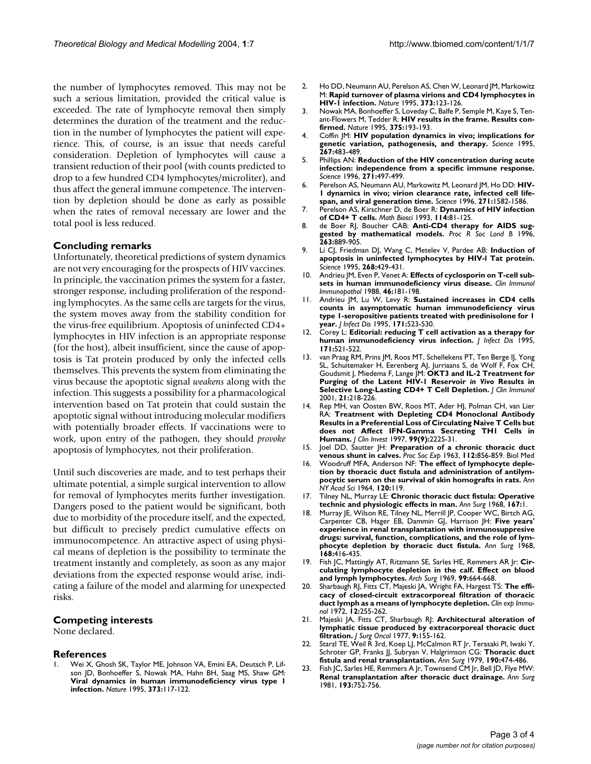the number of lymphocytes removed. This may not be such a serious limitation, provided the critical value is exceeded. The rate of lymphocyte removal then simply determines the duration of the treatment and the reduction in the number of lymphocytes the patient will experience. This, of course, is an issue that needs careful consideration. Depletion of lymphocytes will cause a transient reduction of their pool (with counts predicted to drop to a few hundred CD4 lymphocytes/microliter), and thus affect the general immune competence. The intervention by depletion should be done as early as possible when the rates of removal necessary are lower and the total pool is less reduced.

## Concluding remarks

Unfortunately, theoretical predictions of system dynamics are not very encouraging for the prospects of HIV vaccines. In principle, the vaccination primes the system for a faster, stronger response, including proliferation of the responding lymphocytes. As the same cells are targets for the virus, the system moves away from the stability condition for the virus-free equilibrium. Apoptosis of uninfected CD4+ lymphocytes in HIV infection is an appropriate response (for the host), albeit insufficient, since the cause of apoptosis is Tat protein produced by only the infected cells themselves. This prevents the system from eliminating the virus because the apoptotic signal *weakens* along with the infection. This suggests a possibility for a pharmacological intervention based on Tat protein that could sustain the apoptotic signal without introducing molecular modifiers with potentially broader effects. If vaccinations were to work, upon entry of the pathogen, they should *provoke* apoptosis of lymphocytes, not their proliferation.

Until such discoveries are made, and to test perhaps their ultimate potential, a simple surgical intervention to allow for removal of lymphocytes merits further investigation. Dangers posed to the patient would be significant, both due to morbidity of the procedure itself, and the expected, but difficult to precisely predict cumulative effects on immunocompetence. An attractive aspect of using physical means of depletion is the possibility to terminate the treatment instantly and completely, as soon as any major deviations from the expected response would arise, indicating a failure of the model and alarming for unexpected risks.

## Competing interests

None declared.

## References

1. Wei X, Ghosh SK, Taylor ME, Johnson VA, Emini EA, Deutsch P, Lifson JD, Bonhoeffer S, Nowak MA, Hahn BH, Saag MS, Shaw GM: **Viral dynamics in human immunodeficiency virus type 1 infection.** *Nature* 1995, **373:**117-122.
2. Ho DD, Neumann AU, Perelson AS, Chen W, Leonard JM, Markowitz M: **Rapid turnover of plasma virions and CD4 lymphocytes in HIV-1 infection.** *Nature* 1995, **373:**123-126.
3. Nowak MA, Bonhoeffer S, Loveday C, Balfe P, Semple M, Kaye S, Tenant-Flowers M, Tedder R: **HIV results in the frame. Results confirmed.** *Nature* 1995, **375:**193-193.
4. Coffin JM: **HIV population dynamics in vivo; implications for genetic variation, pathogenesis, and therapy.** *Science* 1995, **267:**483-489.
5. Phillips AN: **Reduction of the HIV concentration during acute infection: independence from a specific immune response.** *Science* 1996, **271:**497-499.
6. Perelson AS, Neumann AU, Markowitz M, Leonard JM, Ho DD: **HIV-1 dynamics in vivo; virion clearance rate, infected cell lifespan, and viral generation time.** *Science* 1996, **271:**1582-1586.
7. Perelson AS, Kirschner D, de Boer R: **Dynamics of HIV infection of CD4+ T cells.** *Math Biosci* 1993, **114:**81-125.
8. de Boer RJ, Boucher CAB: **Anti-CD4 therapy for AIDS suggested by mathematical models.** *Proc R Soc Lond B* 1996, **263:**889-905.
9. Li CJ, Friedman DJ, Wang C, Metelev V, Pardee AB: **Induction of apoptosis in uninfected lymphocytes by HIV-l Tat protein.** *Science* 1995, **268:**429-431.
10. Andrieu JM, Even P, Venet A: **Effects of cyclosporin on T-cell subsets in human immunodeficiency virus disease.** *Clin Immunol Immunopathol* 1988, **46:**181-198.
11. Andrieu JM, Lu W, Levy R: **Sustained increases in CD4 cells counts in asymptomatic human immunodeficiency virus type 1-seropositive patients treated with predinisolone for 1 year.** *J Infect Dis* 1995, **171:**523-530.
12. Corey L: **Editorial: reducing T cell activation as a therapy for human immunodeficiency virus infection.** *J Infect Dis* 1995, **171:**521-522.
13. van Praag RM, Prins JM, Roos MT, Schellekens PT, Ten Berge IJ, Yong SL, Schuitemaker H, Eerenberg AJ, Jurriaans S, de Wolf F, Fox CH, Goudsmit J, Miedema F, Lange JM: **OKT3 and IL-2 Treatment for Purging of the Latent HIV-1 Reservoir *in Vivo* Results in Selective Long-Lasting CD4+ T Cell Depletion.** *J Clin Immunol* 2001, **21:**218-226.
14. Rep MH, van Oosten BW, Roos MT, Ader HJ, Polman CH, van Lier RA: **Treatment with Depleting CD4 Monoclonal Antibody Results in a Preferential Loss of Circulating Naive T Cells but does not Affect IFN-Gamma Secreting TH1 Cells in Humans.** *J Clin Invest* 1997, **99(9):**2225-31.
15. Joel DD, Sautter JH: **Preparation of a chronic thoracic duct venous shunt in calves.** *Proc Soc Exp* 1963, **112:**856-859. Biol Med
16. Woodruff MFA, Anderson NF: **The effect of lymphocyte depletion by thoracic duct fistula and administration of antilymphocytic serum on the survival of skin homografts in rats.** *Ann NY Acad Sci* 1964, **120:**119.
17. Tilney NL, Murray LE: **Chronic thoracic duct fistula: Operative technic and physiologic effects in man.** *Ann Surg* 1968, **167:**1.
18. Murray JE, Wilson RE, Tilney NL, Merrill JP, Cooper WC, Birtch AG, Carpenter CB, Hager EB, Dammin GJ, Harrison JH: **Five years' experience in renal transplantation with immunosuppresive drugs: survival, function, complications, and the role of lymphocyte depletion by thoracic duct fistula.** *Ann Surg* 1968, **168:**416-435.
19. Fish JC, Mattingly AT, Ritzmann SE, Sarles HE, Remmers AR Jr: **Circulating lymphocyte depletion in the calf. Effect on blood and lymph lymphocytes.** *Arch Surg* 1969, **99:**664-668.
20. Sharbaugh RJ, Fitts CT, Majeski JA, Wright FA, Hargest TS: **The efficacy of closed-circuit extracorporeal filtration of thoracic duct lymph as a means of lymphocyte depletion.** *Clin exp Immunol* 1972, **12:**255-262.
21. Majeski JA, Fitts CT, Sharbaugh RJ: **Architectural alteration of lymphatic tissue produced by extracorporeal thoracic duct filtration.** *J Surg Oncol* 1977, **9:**155-162.
22. Starzl TE, Weil R 3rd, Koep LJ, McCalmon RT Jr, Terasaki PI, Iwaki Y, Schroter GP, Franks JJ, Subryan V, Halgrimson CG: **Thoracic duct fistula and renal transplantation.** *Ann Surg* 1979, **190:**474-486.
23. Fish JC, Sarles HE, Remmers A Jr, Townsend CM Jr, Bell JD, Flye MW: **Renal transplantation after thoracic duct drainage.** *Ann Surg* 1981, **193:**752-756.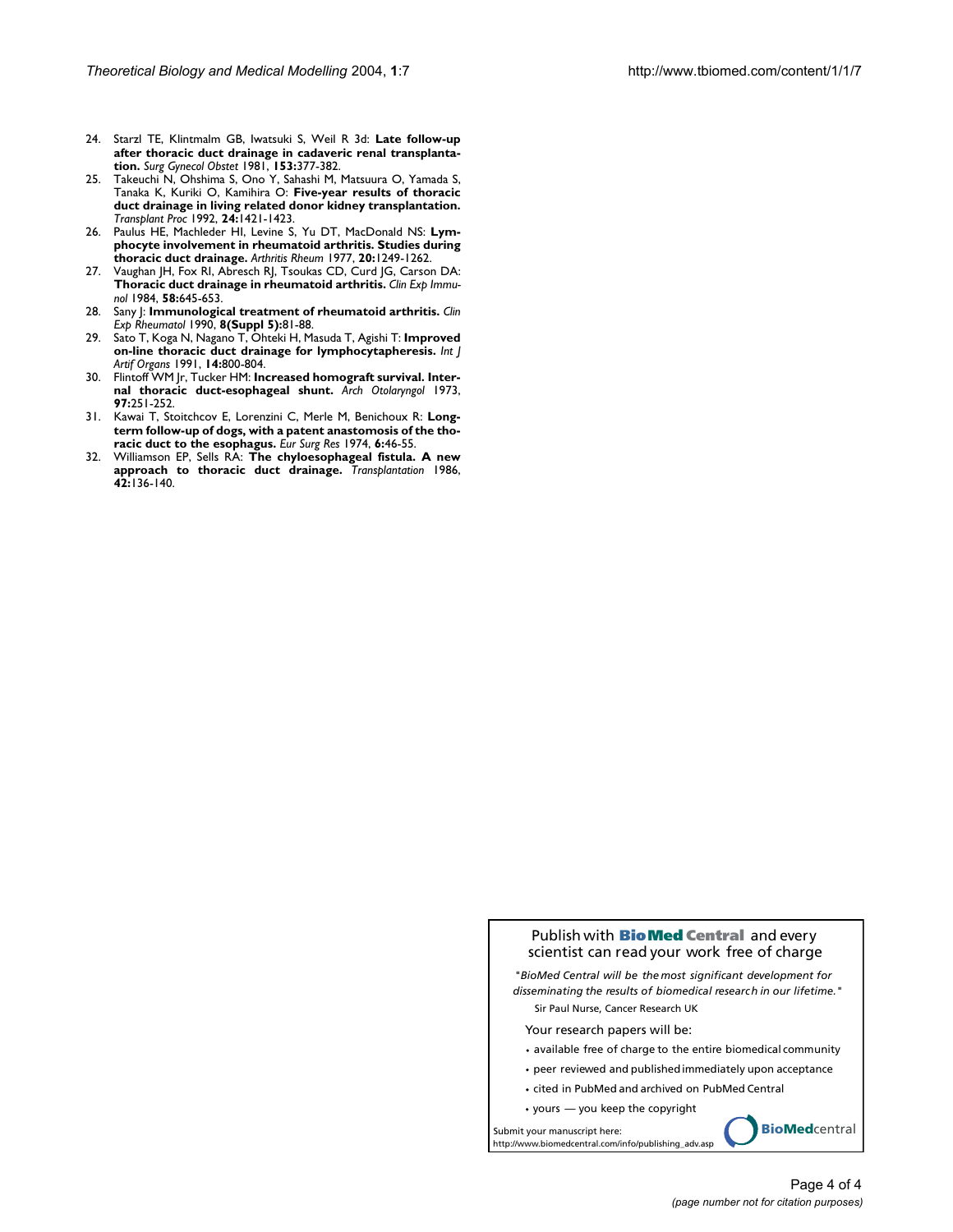24. Starzl TE, Klintmalm GB, Iwatsuki S, Weil R 3d: **Late follow-up after thoracic duct drainage in cadaveric renal transplantation.** *Surg Gynecol Obstet* 1981, **153:**377-382.
25. Takeuchi N, Ohshima S, Ono Y, Sahashi M, Matsuura O, Yamada S, Tanaka K, Kuriki O, Kamihira O: **Five-year results of thoracic duct drainage in living related donor kidney transplantation.** *Transplant Proc* 1992, **24:**1421-1423.
26. Paulus HE, Machleder HI, Levine S, Yu DT, MacDonald NS: **Lymphocyte involvement in rheumatoid arthritis. Studies during thoracic duct drainage.** *Arthritis Rheum* 1977, **20:**1249-1262.
27. Vaughan JH, Fox RI, Abresch RJ, Tsoukas CD, Curd JG, Carson DA: **Thoracic duct drainage in rheumatoid arthritis.** *Clin Exp Immunol* 1984, **58:**645-653.
28. Sany J: **Immunological treatment of rheumatoid arthritis.** *Clin Exp Rheumatol* 1990, **8(Suppl 5):**81-88.
29. Sato T, Koga N, Nagano T, Ohteki H, Masuda T, Agishi T: **Improved on-line thoracic duct drainage for lymphocytapheresis.** *Int J Artif Organs* 1991, **14:**800-804.
30. Flintoff WM Jr, Tucker HM: **Increased homograft survival. Internal thoracic duct-esophageal shunt.** *Arch Otolaryngol* 1973, **97:**251-252.
31. Kawai T, Stoitchcov E, Lorenzini C, Merle M, Benichoux R: **Long-term follow-up of dogs, with a patent anastomosis of the thoracic duct to the esophagus.** *Eur Surg Res* 1974, **6:**46-55.
32. Williamson EP, Sells RA: **The chyloesophageal fistula. A new approach to thoracic duct drainage.** *Transplantation* 1986, **42:**136-140.

Publish with **BioMed Central** and every scientist can read your work free of charge

*"BioMed Central will be the most significant development for disseminating the results of biomedical research in our lifetime."*

Sir Paul Nurse, Cancer Research UK

Your research papers will be:

- available free of charge to the entire biomedical community
- peer reviewed and published immediately upon acceptance
- cited in PubMed and archived on PubMed Central
- yours — you keep the copyright

Submit your manuscript here:
http://www.biomedcentral.com/info/publishing_adv.asp

**BioMed**central